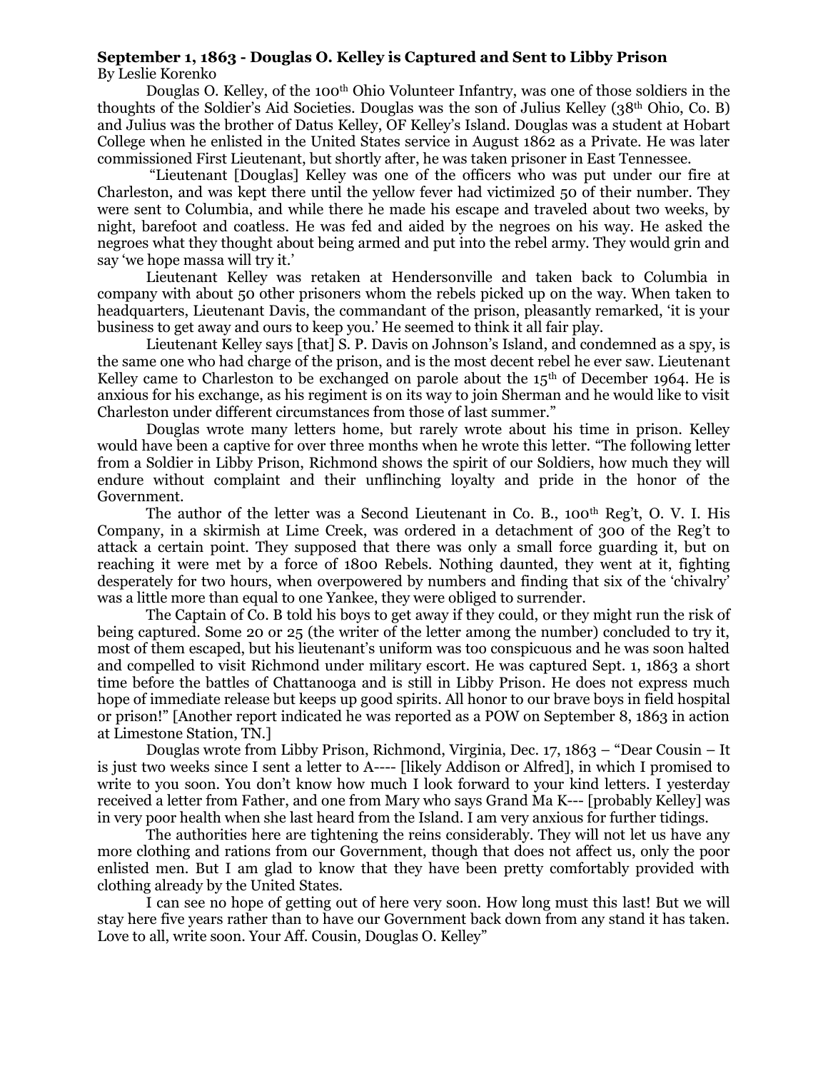**September 1, 1863 - Douglas O. Kelley is Captured and Sent to Libby Prison**
By Leslie Korenko

Douglas O. Kelley, of the 100th Ohio Volunteer Infantry, was one of those soldiers in the thoughts of the Soldier's Aid Societies. Douglas was the son of Julius Kelley (38th Ohio, Co. B) and Julius was the brother of Datus Kelley, OF Kelley's Island. Douglas was a student at Hobart College when he enlisted in the United States service in August 1862 as a Private. He was later commissioned First Lieutenant, but shortly after, he was taken prisoner in East Tennessee.

"Lieutenant [Douglas] Kelley was one of the officers who was put under our fire at Charleston, and was kept there until the yellow fever had victimized 50 of their number. They were sent to Columbia, and while there he made his escape and traveled about two weeks, by night, barefoot and coatless. He was fed and aided by the negroes on his way. He asked the negroes what they thought about being armed and put into the rebel army. They would grin and say 'we hope massa will try it.'

Lieutenant Kelley was retaken at Hendersonville and taken back to Columbia in company with about 50 other prisoners whom the rebels picked up on the way. When taken to headquarters, Lieutenant Davis, the commandant of the prison, pleasantly remarked, 'it is your business to get away and ours to keep you.' He seemed to think it all fair play.

Lieutenant Kelley says [that] S. P. Davis on Johnson's Island, and condemned as a spy, is the same one who had charge of the prison, and is the most decent rebel he ever saw. Lieutenant Kelley came to Charleston to be exchanged on parole about the 15th of December 1964. He is anxious for his exchange, as his regiment is on its way to join Sherman and he would like to visit Charleston under different circumstances from those of last summer."

Douglas wrote many letters home, but rarely wrote about his time in prison. Kelley would have been a captive for over three months when he wrote this letter. "The following letter from a Soldier in Libby Prison, Richmond shows the spirit of our Soldiers, how much they will endure without complaint and their unflinching loyalty and pride in the honor of the Government.

The author of the letter was a Second Lieutenant in Co. B., 100th Reg't, O. V. I. His Company, in a skirmish at Lime Creek, was ordered in a detachment of 300 of the Reg't to attack a certain point. They supposed that there was only a small force guarding it, but on reaching it were met by a force of 1800 Rebels. Nothing daunted, they went at it, fighting desperately for two hours, when overpowered by numbers and finding that six of the 'chivalry' was a little more than equal to one Yankee, they were obliged to surrender.

The Captain of Co. B told his boys to get away if they could, or they might run the risk of being captured. Some 20 or 25 (the writer of the letter among the number) concluded to try it, most of them escaped, but his lieutenant's uniform was too conspicuous and he was soon halted and compelled to visit Richmond under military escort. He was captured Sept. 1, 1863 a short time before the battles of Chattanooga and is still in Libby Prison. He does not express much hope of immediate release but keeps up good spirits. All honor to our brave boys in field hospital or prison!" [Another report indicated he was reported as a POW on September 8, 1863 in action at Limestone Station, TN.]

Douglas wrote from Libby Prison, Richmond, Virginia, Dec. 17, 1863 – "Dear Cousin – It is just two weeks since I sent a letter to A---- [likely Addison or Alfred], in which I promised to write to you soon. You don't know how much I look forward to your kind letters. I yesterday received a letter from Father, and one from Mary who says Grand Ma K--- [probably Kelley] was in very poor health when she last heard from the Island. I am very anxious for further tidings.

The authorities here are tightening the reins considerably. They will not let us have any more clothing and rations from our Government, though that does not affect us, only the poor enlisted men. But I am glad to know that they have been pretty comfortably provided with clothing already by the United States.

I can see no hope of getting out of here very soon. How long must this last! But we will stay here five years rather than to have our Government back down from any stand it has taken. Love to all, write soon. Your Aff. Cousin, Douglas O. Kelley"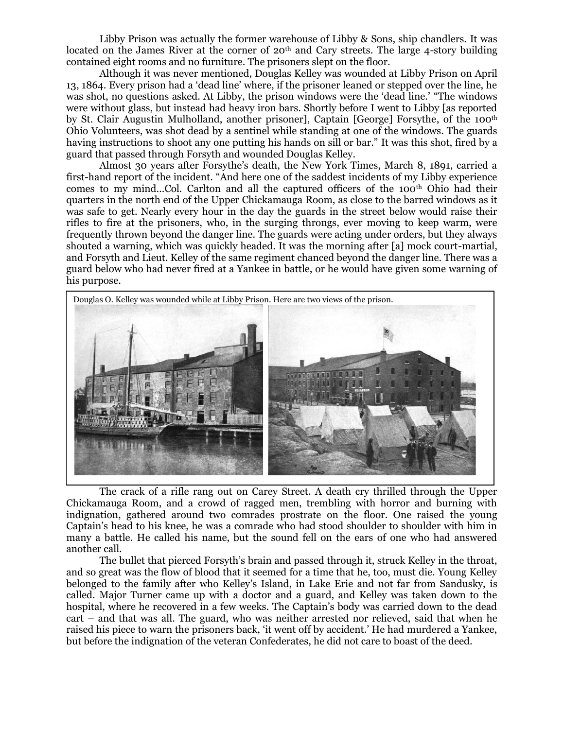Libby Prison was actually the former warehouse of Libby & Sons, ship chandlers. It was located on the James River at the corner of 20th and Cary streets. The large 4-story building contained eight rooms and no furniture. The prisoners slept on the floor.

Although it was never mentioned, Douglas Kelley was wounded at Libby Prison on April 13, 1864. Every prison had a 'dead line' where, if the prisoner leaned or stepped over the line, he was shot, no questions asked. At Libby, the prison windows were the 'dead line.' "The windows were without glass, but instead had heavy iron bars. Shortly before I went to Libby [as reported by St. Clair Augustin Mulholland, another prisoner], Captain [George] Forsythe, of the 100th Ohio Volunteers, was shot dead by a sentinel while standing at one of the windows. The guards having instructions to shoot any one putting his hands on sill or bar." It was this shot, fired by a guard that passed through Forsyth and wounded Douglas Kelley.

Almost 30 years after Forsythe's death, the New York Times, March 8, 1891, carried a first-hand report of the incident. "And here one of the saddest incidents of my Libby experience comes to my mind…Col. Carlton and all the captured officers of the 100th Ohio had their quarters in the north end of the Upper Chickamauga Room, as close to the barred windows as it was safe to get. Nearly every hour in the day the guards in the street below would raise their rifles to fire at the prisoners, who, in the surging throngs, ever moving to keep warm, were frequently thrown beyond the danger line. The guards were acting under orders, but they always shouted a warning, which was quickly headed. It was the morning after [a] mock court-martial, and Forsyth and Lieut. Kelley of the same regiment chanced beyond the danger line. There was a guard below who had never fired at a Yankee in battle, or he would have given some warning of his purpose.

Douglas O. Kelley was wounded while at Libby Prison. Here are two views of the prison.

The crack of a rifle rang out on Carey Street. A death cry thrilled through the Upper Chickamauga Room, and a crowd of ragged men, trembling with horror and burning with indignation, gathered around two comrades prostrate on the floor. One raised the young Captain's head to his knee, he was a comrade who had stood shoulder to shoulder with him in many a battle. He called his name, but the sound fell on the ears of one who had answered another call.

The bullet that pierced Forsyth's brain and passed through it, struck Kelley in the throat, and so great was the flow of blood that it seemed for a time that he, too, must die. Young Kelley belonged to the family after who Kelley's Island, in Lake Erie and not far from Sandusky, is called. Major Turner came up with a doctor and a guard, and Kelley was taken down to the hospital, where he recovered in a few weeks. The Captain's body was carried down to the dead cart – and that was all. The guard, who was neither arrested nor relieved, said that when he raised his piece to warn the prisoners back, 'it went off by accident.' He had murdered a Yankee, but before the indignation of the veteran Confederates, he did not care to boast of the deed.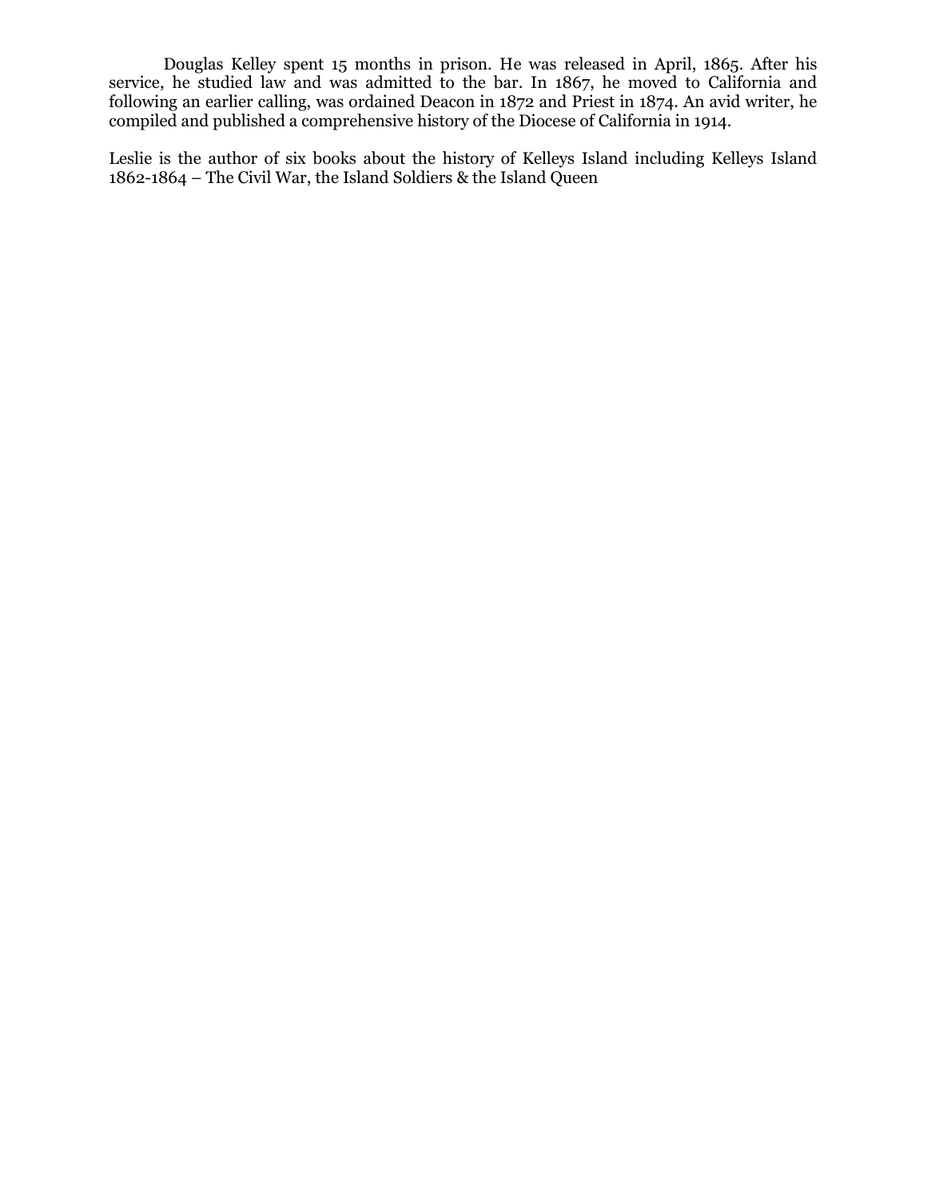Douglas Kelley spent 15 months in prison. He was released in April, 1865. After his service, he studied law and was admitted to the bar. In 1867, he moved to California and following an earlier calling, was ordained Deacon in 1872 and Priest in 1874. An avid writer, he compiled and published a comprehensive history of the Diocese of California in 1914.

Leslie is the author of six books about the history of Kelleys Island including Kelleys Island 1862-1864 – The Civil War, the Island Soldiers & the Island Queen